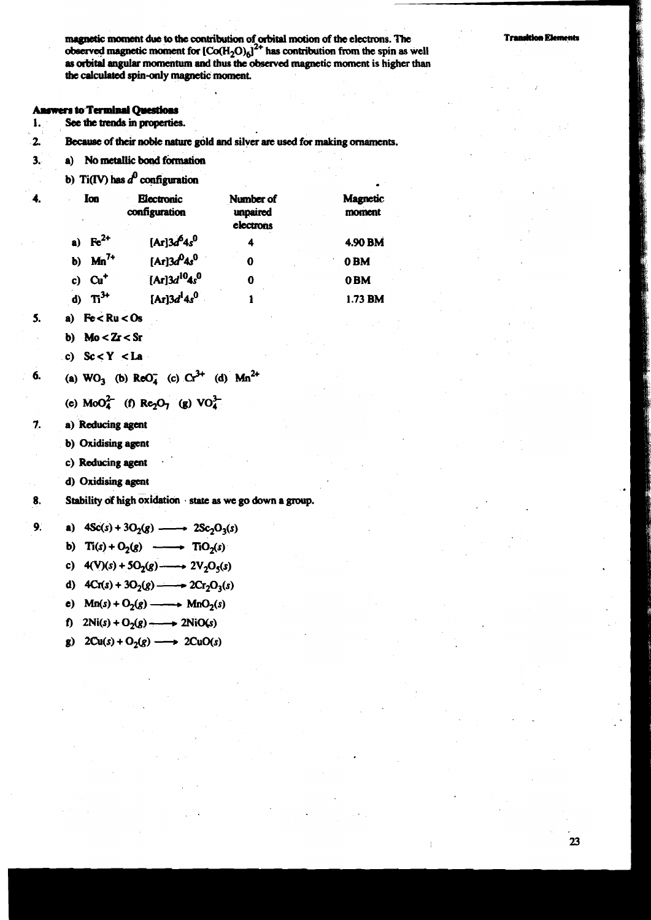magnetic moment due to the contribution of orbital motion of the electrons. The observed magnetic moment for $[Co(H_2O)_6]^{2+}$ has contribution from the spin as well as orbital angular momentum and thus the observed magnetic moment is higher than the calculated spin-only magnetic moment.

### Answers to Terminal Questions

1. See the trends in properties.

2. Because of their noble nature gold and silver are used for making ornaments.

3. a) No metallic bond formation

   b) Ti(IV) has $d^0$ configuration

4. 

| Ion | Electronic configuration | Number of unpaired electrons | Magnetic moment |
|---|---|---|---|
| a) $Fe^{2+}$ | $[Ar]3d^6 4s^0$ | 4 | 4.90 BM |
| b) $Mn^{7+}$ | $[Ar]3d^0 4s^0$ | 0 | 0 BM |
| c) $Cu^+$ | $[Ar]3d^{10} 4s^0$ | 0 | 0 BM |
| d) $Ti^{3+}$ | $[Ar]3d^1 4s^0$ | 1 | 1.73 BM |

5. a) Fe < Ru < Os

   b) Mo < Zr < Sr

   c) Sc < Y < La

6. (a) $WO_3$ (b) $ReO_4^-$ (c) $Cr^{3+}$ (d) $Mn^{2+}$

   (e) $MoO_4^{2-}$ (f) $Re_2O_7$ (g) $VO_4^{3-}$

7. a) Reducing agent

   b) Oxidising agent

   c) Reducing agent

   d) Oxidising agent

8. Stability of high oxidation state as we go down a group.

9. a) $4Sc(s) + 3O_2(g) \longrightarrow 2Sc_2O_3(s)$

   b) $Ti(s) + O_2(g) \longrightarrow TiO_2(s)$

   c) $4(V)(s) + 5O_2(g) \longrightarrow 2V_2O_5(s)$

   d) $4Cr(s) + 3O_2(g) \longrightarrow 2Cr_2O_3(s)$

   e) $Mn(s) + O_2(g) \longrightarrow MnO_2(s)$

   f) $2Ni(s) + O_2(g) \longrightarrow 2NiO(s)$

   g) $2Cu(s) + O_2(g) \longrightarrow 2CuO(s)$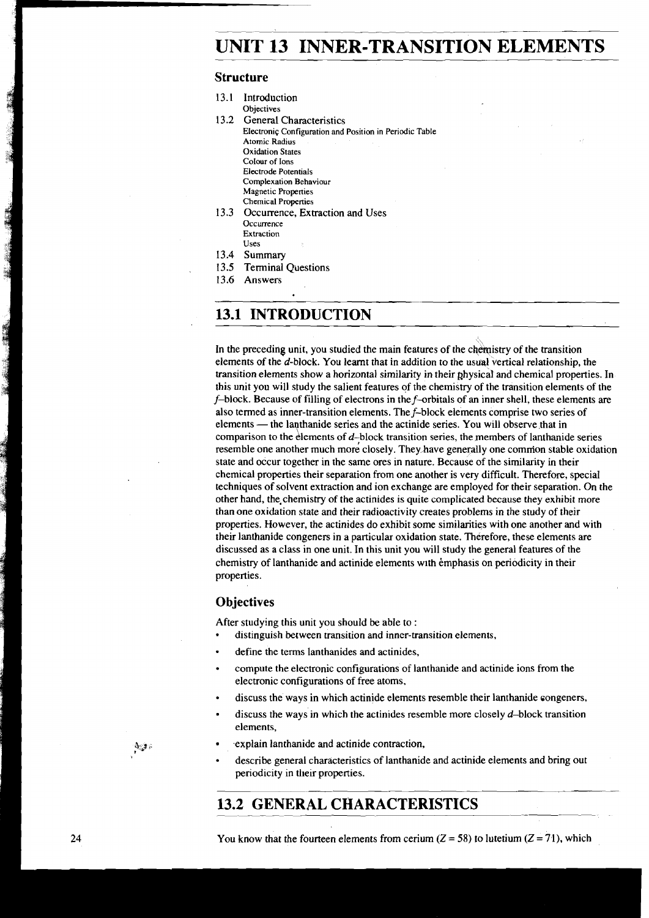# UNIT 13 INNER-TRANSITION ELEMENTS

## Structure

13.1 Introduction
 Objectives

13.2 General Characteristics
 Electronic Configuration and Position in Periodic Table
 Atomic Radius
 Oxidation States
 Colour of Ions
 Electrode Potentials
 Complexation Behaviour
 Magnetic Properties
 Chemical Properties

13.3 Occurrence, Extraction and Uses
 Occurrence
 Extraction
 Uses

13.4 Summary

13.5 Terminal Questions

13.6 Answers

## 13.1 INTRODUCTION

In the preceding unit, you studied the main features of the chemistry of the transition elements of the *d*-block. You learnt that in addition to the usual vertical relationship, the transition elements show a horizontal similarity in their physical and chemical properties. In this unit you will study the salient features of the chemistry of the transition elements of the *f*-block. Because of filling of electrons in the *f*-orbitals of an inner shell, these elements are also termed as inner-transition elements. The *f*-block elements comprise two series of elements — the lanthanide series and the actinide series. You will observe that in comparison to the elements of *d*-block transition series, the members of lanthanide series resemble one another much more closely. They have generally one common stable oxidation state and occur together in the same ores in nature. Because of the similarity in their chemical properties their separation from one another is very difficult. Therefore, special techniques of solvent extraction and ion exchange are employed for their separation. On the other hand, the chemistry of the actinides is quite complicated because they exhibit more than one oxidation state and their radioactivity creates problems in the study of their properties. However, the actinides do exhibit some similarities with one another and with their lanthanide congeners in a particular oxidation state. Therefore, these elements are discussed as a class in one unit. In this unit you will study the general features of the chemistry of lanthanide and actinide elements with emphasis on periodicity in their properties.

### Objectives

After studying this unit you should be able to :

- distinguish between transition and inner-transition elements,
- define the terms lanthanides and actinides,
- compute the electronic configurations of lanthanide and actinide ions from the electronic configurations of free atoms,
- discuss the ways in which actinide elements resemble their lanthanide congeners,
- discuss the ways in which the actinides resemble more closely *d*-block transition elements,
- explain lanthanide and actinide contraction,
- describe general characteristics of lanthanide and actinide elements and bring out periodicity in their properties.

## 13.2 GENERAL CHARACTERISTICS

You know that the fourteen elements from cerium ($Z = 58$) to lutetium ($Z = 71$), which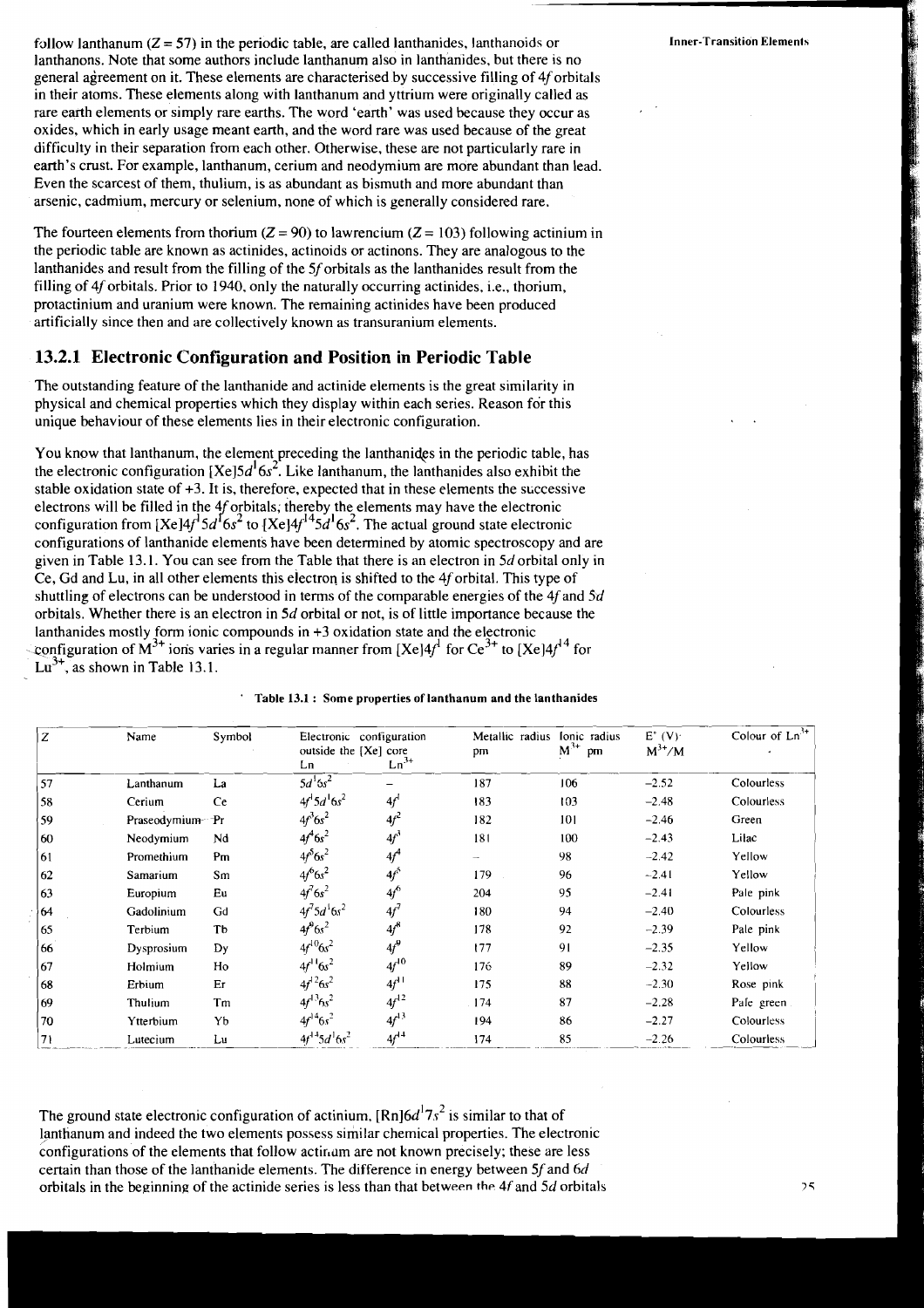follow lanthanum ($Z = 57$) in the periodic table, are called lanthanides, lanthanoids or lanthanons. Note that some authors include lanthanum also in lanthanides, but there is no general agreement on it. These elements are characterised by successive filling of 4*f* orbitals in their atoms. These elements along with lanthanum and yttrium were originally called as rare earth elements or simply rare earths. The word 'earth' was used because they occur as oxides, which in early usage meant earth, and the word rare was used because of the great difficulty in their separation from each other. Otherwise, these are not particularly rare in earth's crust. For example, lanthanum, cerium and neodymium are more abundant than lead. Even the scarcest of them, thulium, is as abundant as bismuth and more abundant than arsenic, cadmium, mercury or selenium, none of which is generally considered rare.

The fourteen elements from thorium ($Z = 90$) to lawrencium ($Z = 103$) following actinium in the periodic table are known as actinides, actinoids or actinons. They are analogous to the lanthanides and result from the filling of the 5*f* orbitals as the lanthanides result from the filling of 4*f* orbitals. Prior to 1940, only the naturally occurring actinides, i.e., thorium, protactinium and uranium were known. The remaining actinides have been produced artificially since then and are collectively known as transuranium elements.

## 13.2.1 Electronic Configuration and Position in Periodic Table

The outstanding feature of the lanthanide and actinide elements is the great similarity in physical and chemical properties which they display within each series. Reason for this unique behaviour of these elements lies in their electronic configuration.

You know that lanthanum, the element preceding the lanthanides in the periodic table, has the electronic configuration $[Xe]5d^1 6s^2$. Like lanthanum, the lanthanides also exhibit the stable oxidation state of +3. It is, therefore, expected that in these elements the successive electrons will be filled in the 4*f* orbitals, thereby the elements may have the electronic configuration from $[Xe]4f^1 5d^1 6s^2$ to $[Xe]4f^{14} 5d^1 6s^2$. The actual ground state electronic configurations of lanthanide elements have been determined by atomic spectroscopy and are given in Table 13.1. You can see from the Table that there is an electron in 5*d* orbital only in Ce, Gd and Lu, in all other elements this electron is shifted to the 4*f* orbital. This type of shuttling of electrons can be understood in terms of the comparable energies of the 4*f* and 5*d* orbitals. Whether there is an electron in 5*d* orbital or not, is of little importance because the lanthanides mostly form ionic compounds in +3 oxidation state and the electronic configuration of $M^{3+}$ ions varies in a regular manner from $[Xe]4f^1$ for $Ce^{3+}$ to $[Xe]4f^{14}$ for $Lu^{3+}$, as shown in Table 13.1.

**Table 13.1 : Some properties of lanthanum and the lanthanides**

| Z | Name | Symbol | Electronic configuration outside the [Xe] core Ln | $Ln^{3+}$ | Metallic radius pm | Ionic radius $M^{3+}$ pm | $E^\circ$ (V) $M^{3+}/M$ | Colour of $Ln^{3+}$ |
|---|---|---|---|---|---|---|---|---|
| 57 | Lanthanum | La | $5d^1 6s^2$ | – | 187 | 106 | –2.52 | Colourless |
| 58 | Cerium | Ce | $4f^1 5d^1 6s^2$ | $4f^1$ | 183 | 103 | –2.48 | Colourless |
| 59 | Praseodymium | Pr | $4f^3 6s^2$ | $4f^2$ | 182 | 101 | –2.46 | Green |
| 60 | Neodymium | Nd | $4f^4 6s^2$ | $4f^3$ | 181 | 100 | –2.43 | Lilac |
| 61 | Promethium | Pm | $4f^5 6s^2$ | $4f^4$ | – | 98 | –2.42 | Yellow |
| 62 | Samarium | Sm | $4f^6 6s^2$ | $4f^5$ | 179 | 96 | –2.41 | Yellow |
| 63 | Europium | Eu | $4f^7 6s^2$ | $4f^6$ | 204 | 95 | –2.41 | Pale pink |
| 64 | Gadolinium | Gd | $4f^7 5d^1 6s^2$ | $4f^7$ | 180 | 94 | –2.40 | Colourless |
| 65 | Terbium | Tb | $4f^9 6s^2$ | $4f^8$ | 178 | 92 | –2.39 | Pale pink |
| 66 | Dysprosium | Dy | $4f^{10} 6s^2$ | $4f^9$ | 177 | 91 | –2.35 | Yellow |
| 67 | Holmium | Ho | $4f^{11} 6s^2$ | $4f^{10}$ | 176 | 89 | –2.32 | Yellow |
| 68 | Erbium | Er | $4f^{12} 6s^2$ | $4f^{11}$ | 175 | 88 | –2.30 | Rose pink |
| 69 | Thulium | Tm | $4f^{13} 6s^2$ | $4f^{12}$ | 174 | 87 | –2.28 | Pale green |
| 70 | Ytterbium | Yb | $4f^{14} 6s^2$ | $4f^{13}$ | 194 | 86 | –2.27 | Colourless |
| 71 | Lutecium | Lu | $4f^{14} 5d^1 6s^2$ | $4f^{14}$ | 174 | 85 | –2.26 | Colourless |

The ground state electronic configuration of actinium, $[Rn]6d^1 7s^2$ is similar to that of lanthanum and indeed the two elements possess similar chemical properties. The electronic configurations of the elements that follow actinium are not known precisely; these are less certain than those of the lanthanide elements. The difference in energy between 5*f* and 6*d* orbitals in the beginning of the actinide series is less than that between the 4*f* and 5*d* orbitals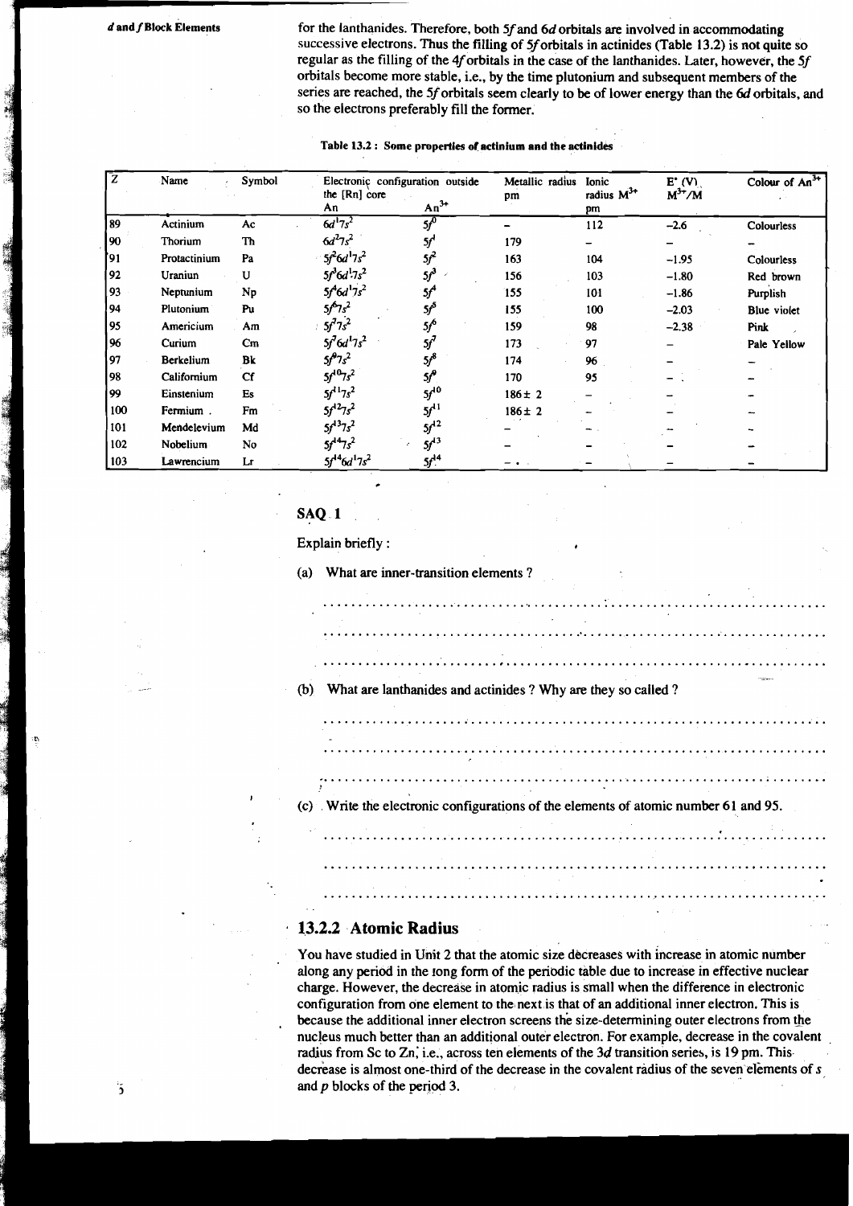for the lanthanides. Therefore, both 5*f* and 6*d* orbitals are involved in accommodating successive electrons. Thus the filling of 5*f* orbitals in actinides (Table 13.2) is not quite so regular as the filling of the 4*f* orbitals in the case of the lanthanides. Later, however, the 5*f* orbitals become more stable, i.e., by the time plutonium and subsequent members of the series are reached, the 5*f* orbitals seem clearly to be of lower energy than the 6*d* orbitals, and so the electrons preferably fill the former.

**Table 13.2 : Some properties of actinium and the actinides**

| Z | Name | Symbol | Electronic configuration outside the [Rn] core An | $An^{3+}$ | Metallic radius pm | Ionic radius $M^{3+}$ pm | $E^\circ$ (V) $M^{3+}/M$ | Colour of $An^{3+}$ |
|---|---|---|---|---|---|---|---|---|
| 89 | Actinium | Ac | $6d^17s^2$ | $5f^0$ | – | 112 | –2.6 | Colourless |
| 90 | Thorium | Th | $6d^27s^2$ | $5f^1$ | 179 | – | – | – |
| 91 | Protactinium | Pa | $5f^26d^17s^2$ | $5f^2$ | 163 | 104 | –1.95 | Colourless |
| 92 | Uraniun | U | $5f^36d^17s^2$ | $5f^3$ | 156 | 103 | –1.80 | Red brown |
| 93 | Neptunium | Np | $5f^46d^17s^2$ | $5f^4$ | 155 | 101 | –1.86 | Purplish |
| 94 | Plutonium | Pu | $5f^67s^2$ | $5f^5$ | 155 | 100 | –2.03 | Blue violet |
| 95 | Americium | Am | $5f^77s^2$ | $5f^6$ | 159 | 98 | –2.38 | Pink |
| 96 | Curium | Cm | $5f^76d^17s^2$ | $5f^7$ | 173 | 97 | – | Pale Yellow |
| 97 | Berkelium | Bk | $5f^97s^2$ | $5f^8$ | 174 | 96 | – | – |
| 98 | Californium | Cf | $5f^{10}7s^2$ | $5f^9$ | 170 | 95 | – | – |
| 99 | Einstenium | Es | $5f^{11}7s^2$ | $5f^{10}$ | 186± 2 | – | – | – |
| 100 | Fermium | Fm | $5f^{12}7s^2$ | $5f^{11}$ | 186± 2 | – | – | – |
| 101 | Mendelevium | Md | $5f^{13}7s^2$ | $5f^{12}$ | – | – | – | – |
| 102 | Nobelium | No | $5f^{14}7s^2$ | $5f^{13}$ | – | – | – | – |
| 103 | Lawrencium | Lr | $5f^{14}6d^17s^2$ | $5f^{14}$ | – | – | – | – |

**SAQ 1**

Explain briefly :

(a) What are inner-transition elements ?

.................................................................................................

.................................................................................................

.................................................................................................

(b) What are lanthanides and actinides ? Why are they so called ?

.................................................................................................

.................................................................................................

.................................................................................................

(c) Write the electronic configurations of the elements of atomic number 61 and 95.

.................................................................................................

.................................................................................................

.................................................................................................

### 13.2.2 Atomic Radius

You have studied in Unit 2 that the atomic size decreases with increase in atomic number along any period in the long form of the periodic table due to increase in effective nuclear charge. However, the decrease in atomic radius is small when the difference in electronic configuration from one element to the next is that of an additional inner electron. This is because the additional inner electron screens the size-determining outer electrons from the nucleus much better than an additional outer electron. For example, decrease in the covalent radius from Sc to Zn, i.e., across ten elements of the 3*d* transition series, is 19 pm. This decrease is almost one-third of the decrease in the covalent radius of the seven elements of *s* and *p* blocks of the period 3.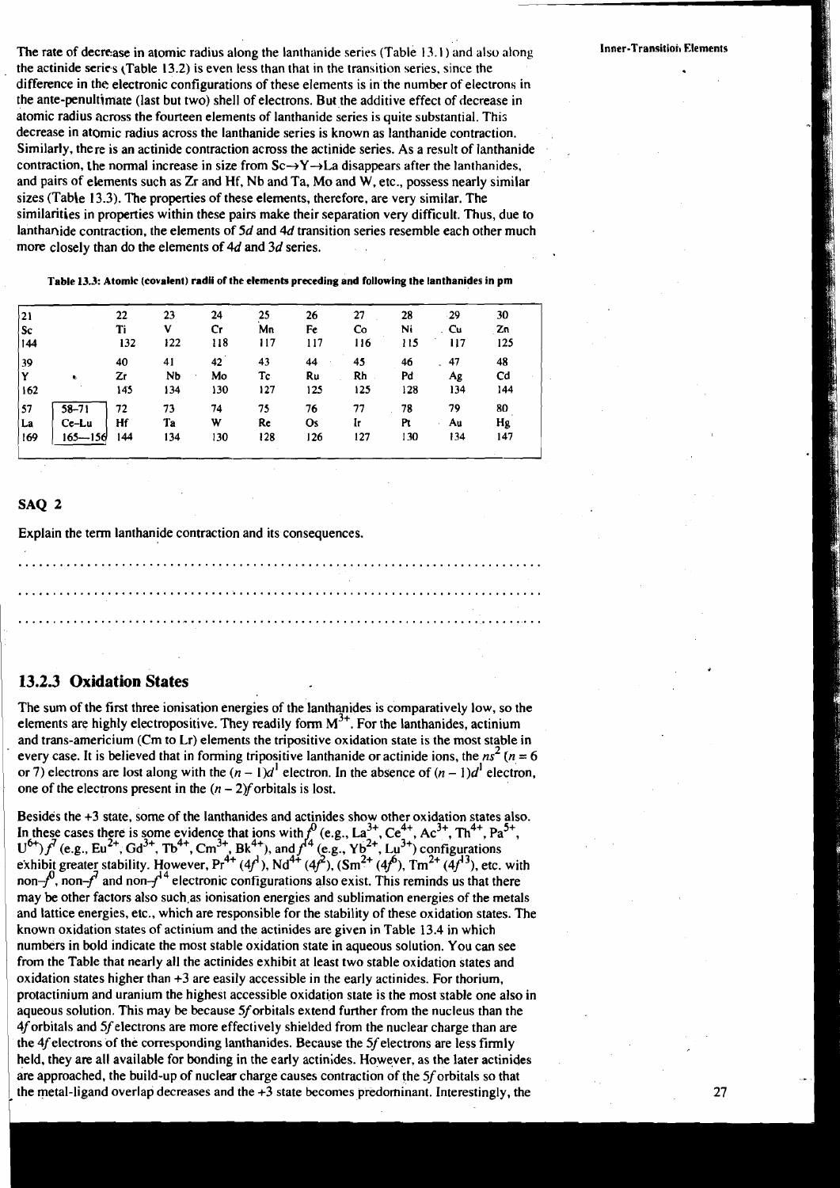The rate of decrease in atomic radius along the lanthanide series (Table 13.1) and also along the actinide series (Table 13.2) is even less than that in the transition series, since the difference in the electronic configurations of these elements is in the number of electrons in the ante-penultimate (last but two) shell of electrons. But the additive effect of decrease in atomic radius across the fourteen elements of lanthanide series is quite substantial. This decrease in atomic radius across the lanthanide series is known as lanthanide contraction. Similarly, there is an actinide contraction across the actinide series. As a result of lanthanide contraction, the normal increase in size from Sc→Y→La disappears after the lanthanides, and pairs of elements such as Zr and Hf, Nb and Ta, Mo and W, etc., possess nearly similar sizes (Table 13.3). The properties of these elements, therefore, are very similar. The similarities in properties within these pairs make their separation very difficult. Thus, due to lanthanide contraction, the elements of *5d* and *4d* transition series resemble each other much more closely than do the elements of *4d* and *3d* series.

**Table 13.3: Atomic (covalent) radii of the elements preceding and following the lanthanides in pm**

| | | | | | | | | | | |
|---|---|---|---|---|---|---|---|---|---|---|
| 21 | | 22 | 23 | 24 | 25 | 26 | 27 | 28 | 29 | 30 |
| Sc | | Ti | V | Cr | Mn | Fe | Co | Ni | Cu | Zn |
| 144 | | 132 | 122 | 118 | 117 | 117 | 116 | 115 | 117 | 125 |
| 39 | | 40 | 41 | 42 | 43 | 44 | 45 | 46 | 47 | 48 |
| Y | | Zr | Nb | Mo | Tc | Ru | Rh | Pd | Ag | Cd |
| 162 | | 145 | 134 | 130 | 127 | 125 | 125 | 128 | 134 | 144 |
| 57 | 58–71 | 72 | 73 | 74 | 75 | 76 | 77 | 78 | 79 | 80 |
| La | Ce–Lu | Hf | Ta | W | Re | Os | Ir | Pt | Au | Hg |
| 169 | 165—156 | 144 | 134 | 130 | 128 | 126 | 127 | 130 | 134 | 147 |

## SAQ 2

Explain the term lanthanide contraction and its consequences.

...........................................................................

...........................................................................

...........................................................................

### 13.2.3 Oxidation States

The sum of the first three ionisation energies of the lanthanides is comparatively low, so the elements are highly electropositive. They readily form $M^{3+}$. For the lanthanides, actinium and trans-americium (Cm to Lr) elements the tripositive oxidation state is the most stable in every case. It is believed that in forming tripositive lanthanide or actinide ions, the $ns^2$ ($n = 6$ or 7) electrons are lost along with the $(n-1)d^1$ electron. In the absence of $(n-1)d^1$ electron, one of the electrons present in the $(n-2)f$ orbitals is lost.

Besides the +3 state, some of the lanthanides and actinides show other oxidation states also. In these cases there is some evidence that ions with $f^0$ (e.g., $La^{3+}$, $Ce^{4+}$, $Ac^{3+}$, $Th^{4+}$, $Pa^{5+}$, $U^{6+}$) $f^7$ (e.g., $Eu^{2+}$, $Gd^{3+}$, $Tb^{4+}$, $Cm^{3+}$, $Bk^{4+}$), and $f^{14}$ (e.g., $Yb^{2+}$, $Lu^{3+}$) configurations exhibit greater stability. However, $Pr^{4+}$ ($4f^1$), $Nd^{4+}$ ($4f^2$), ($Sm^{2+}$ ($4f^6$), $Tm^{2+}$ ($4f^{13}$), etc. with non-$f^0$, non-$f^7$ and non-$f^{14}$ electronic configurations also exist. This reminds us that there may be other factors also such as ionisation energies and sublimation energies of the metals and lattice energies, etc., which are responsible for the stability of these oxidation states. The known oxidation states of actinium and the actinides are given in Table 13.4 in which numbers in bold indicate the most stable oxidation state in aqueous solution. You can see from the Table that nearly all the actinides exhibit at least two stable oxidation states and oxidation states higher than +3 are easily accessible in the early actinides. For thorium, protactinium and uranium the highest accessible oxidation state is the most stable one also in aqueous solution. This may be because *5f* orbitals extend further from the nucleus than the *4f* orbitals and *5f* electrons are more effectively shielded from the nuclear charge than are the *4f* electrons of the corresponding lanthanides. Because the *5f* electrons are less firmly held, they are all available for bonding in the early actinides. However, as the later actinides are approached, the build-up of nuclear charge causes contraction of the *5f* orbitals so that the metal-ligand overlap decreases and the +3 state becomes predominant. Interestingly, the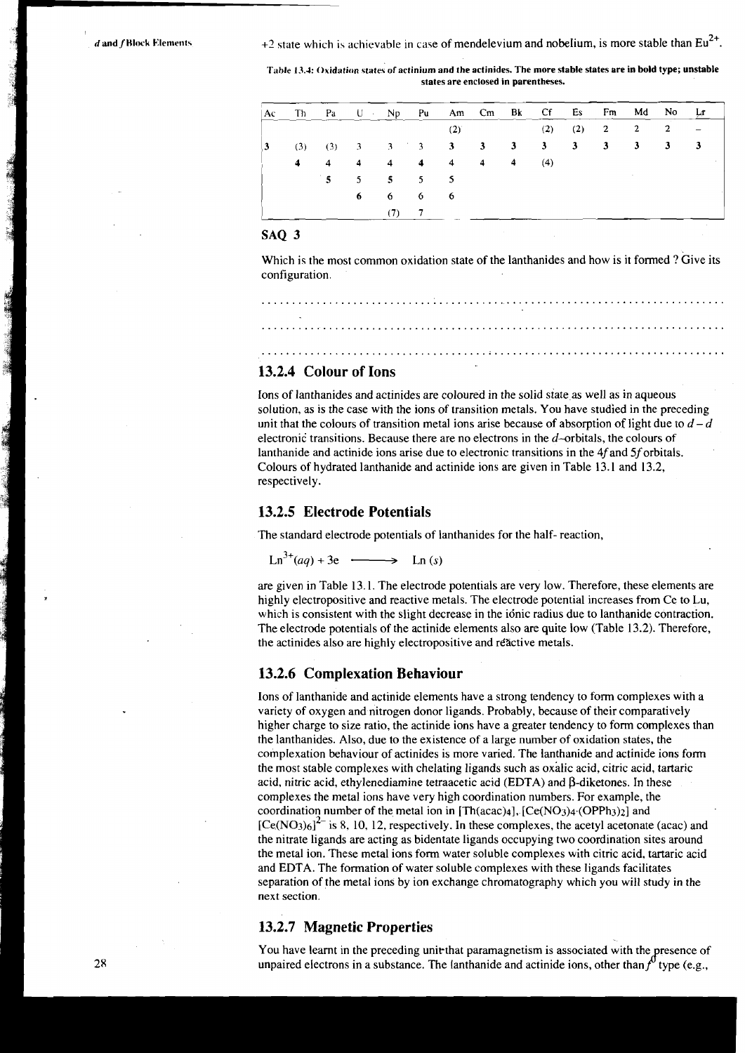+2 state which is achievable in case of mendelevium and nobelium, is more stable than $Eu^{2+}$.

**Table 13.4: Oxidation states of actinium and the actinides. The more stable states are in bold type; unstable states are enclosed in parentheses.**

| Ac | Th | Pa | U | Np | Pu | Am | Cm | Bk | Cf | Es | Fm | Md | No | Lr |
|---|---|---|---|---|---|---|---|---|---|---|---|---|---|---|
| | | | | | | (2) | | | (2) | (2) | 2 | 2 | **2** | – |
| **3** | (3) | (3) | 3 | 3 | 3 | **3** | **3** | **3** | **3** | **3** | **3** | **3** | 3 | **3** |
| | **4** | 4 | 4 | 4 | **4** | 4 | 4 | **4** | (4) | | | | | |
| | | **5** | 5 | **5** | 5 | 5 | | | | | | | | |
| | | | **6** | 6 | 6 | 6 | | | | | | | | |
| | | | | (7) | 7 | | | | | | | | | |

## SAQ 3

Which is the most common oxidation state of the lanthanides and how is it formed ? Give its configuration.

..................................................................................

..................................................................................

..................................................................................

### 13.2.4 Colour of Ions

Ions of lanthanides and actinides are coloured in the solid state as well as in aqueous solution, as is the case with the ions of transition metals. You have studied in the preceding unit that the colours of transition metal ions arise because of absorption of light due to $d-d$ electronic transitions. Because there are no electrons in the $d$–orbitals, the colours of lanthanide and actinide ions arise due to electronic transitions in the $4f$ and $5f$ orbitals. Colours of hydrated lanthanide and actinide ions are given in Table 13.1 and 13.2, respectively.

### 13.2.5 Electrode Potentials

The standard electrode potentials of lanthanides for the half- reaction,

$$Ln^{3+}(aq) + 3e \longrightarrow Ln\,(s)$$

are given in Table 13.1. The electrode potentials are very low. Therefore, these elements are highly electropositive and reactive metals. The electrode potential increases from Ce to Lu, which is consistent with the slight decrease in the ionic radius due to lanthanide contraction. The electrode potentials of the actinide elements also are quite low (Table 13.2). Therefore, the actinides also are highly electropositive and reactive metals.

### 13.2.6 Complexation Behaviour

Ions of lanthanide and actinide elements have a strong tendency to form complexes with a variety of oxygen and nitrogen donor ligands. Probably, because of their comparatively higher charge to size ratio, the actinide ions have a greater tendency to form complexes than the lanthanides. Also, due to the existence of a large number of oxidation states, the complexation behaviour of actinides is more varied. The lanthanide and actinide ions form the most stable complexes with chelating ligands such as oxalic acid, citric acid, tartaric acid, nitric acid, ethylenediamine tetraacetic acid (EDTA) and β-diketones. In these complexes the metal ions have very high coordination numbers. For example, the coordination number of the metal ion in $[Th(acac)_4]$, $[Ce(NO_3)_4{\cdot}(OPPh_3)_2]$ and $[Ce(NO_3)_6]^{2-}$ is 8, 10, 12, respectively. In these complexes, the acetyl acetonate (acac) and the nitrate ligands are acting as bidentate ligands occupying two coordination sites around the metal ion. These metal ions form water soluble complexes with citric acid, tartaric acid and EDTA. The formation of water soluble complexes with these ligands facilitates separation of the metal ions by ion exchange chromatography which you will study in the next section.

### 13.2.7 Magnetic Properties

You have learnt in the preceding unit that paramagnetism is associated with the presence of unpaired electrons in a substance. The lanthanide and actinide ions, other than $f^0$ type (e.g.,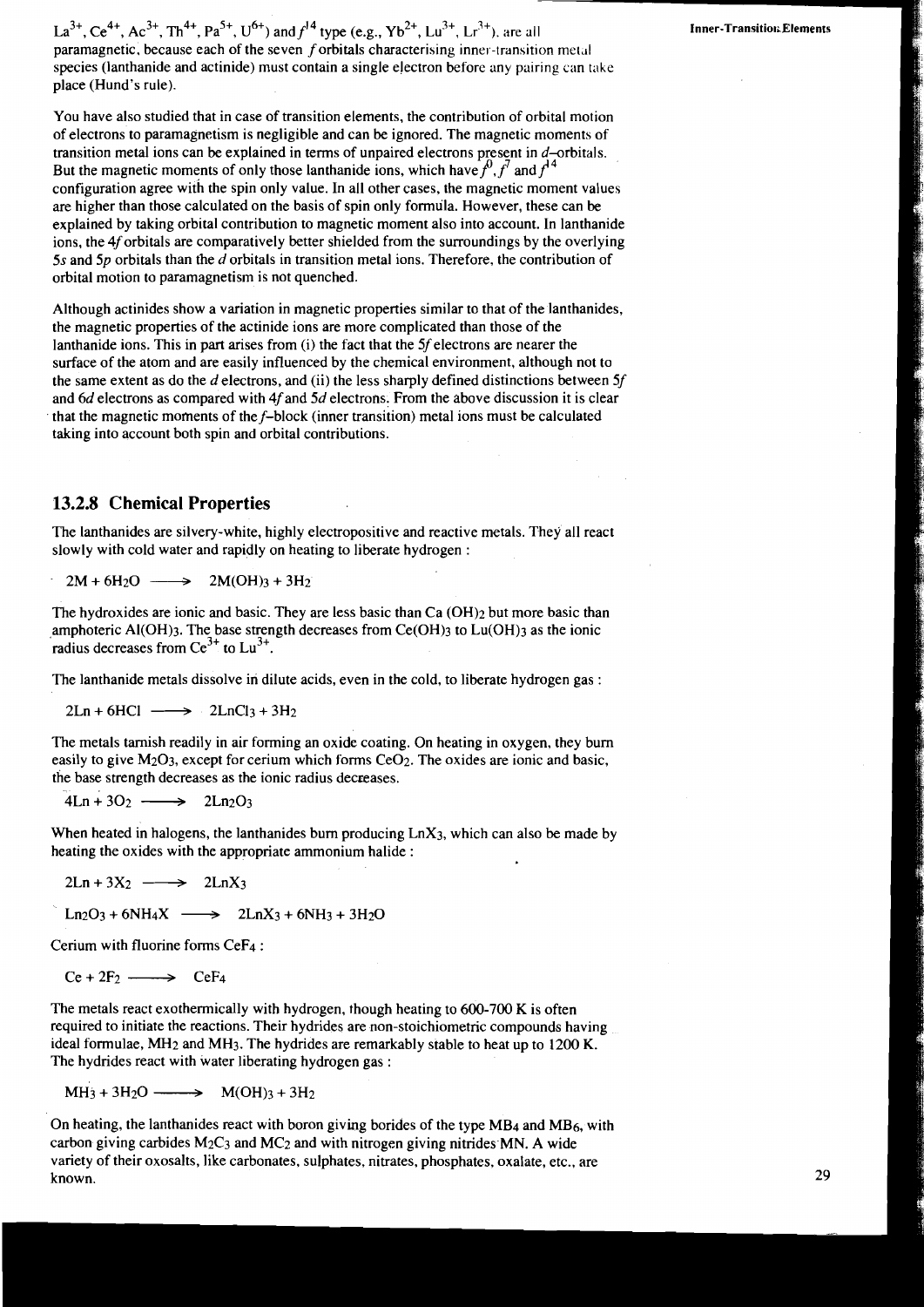$La^{3+}$, $Ce^{4+}$, $Ac^{3+}$, $Th^{4+}$, $Pa^{5+}$, $U^{6+}$) and $f^{14}$ type (e.g., $Yb^{2+}$, $Lu^{3+}$, $Lr^{3+}$), are all paramagnetic, because each of the seven $f$ orbitals characterising inner-transition metal species (lanthanide and actinide) must contain a single electron before any pairing can take place (Hund's rule).

You have also studied that in case of transition elements, the contribution of orbital motion of electrons to paramagnetism is negligible and can be ignored. The magnetic moments of transition metal ions can be explained in terms of unpaired electrons present in $d$–orbitals. But the magnetic moments of only those lanthanide ions, which have $f^0$, $f^7$ and $f^{14}$ configuration agree with the spin only value. In all other cases, the magnetic moment values are higher than those calculated on the basis of spin only formula. However, these can be explained by taking orbital contribution to magnetic moment also into account. In lanthanide ions, the $4f$ orbitals are comparatively better shielded from the surroundings by the overlying $5s$ and $5p$ orbitals than the $d$ orbitals in transition metal ions. Therefore, the contribution of orbital motion to paramagnetism is not quenched.

Although actinides show a variation in magnetic properties similar to that of the lanthanides, the magnetic properties of the actinide ions are more complicated than those of the lanthanide ions. This in part arises from (i) the fact that the $5f$ electrons are nearer the surface of the atom and are easily influenced by the chemical environment, although not to the same extent as do the $d$ electrons, and (ii) the less sharply defined distinctions between $5f$ and $6d$ electrons as compared with $4f$ and $5d$ electrons. From the above discussion it is clear that the magnetic moments of the $f$–block (inner transition) metal ions must be calculated taking into account both spin and orbital contributions.

## 13.2.8 Chemical Properties

The lanthanides are silvery-white, highly electropositive and reactive metals. They all react slowly with cold water and rapidly on heating to liberate hydrogen :

$$2M + 6H_2O \longrightarrow 2M(OH)_3 + 3H_2$$

The hydroxides are ionic and basic. They are less basic than $Ca(OH)_2$ but more basic than amphoteric $Al(OH)_3$. The base strength decreases from $Ce(OH)_3$ to $Lu(OH)_3$ as the ionic radius decreases from $Ce^{3+}$ to $Lu^{3+}$.

The lanthanide metals dissolve in dilute acids, even in the cold, to liberate hydrogen gas :

$$2Ln + 6HCl \longrightarrow 2LnCl_3 + 3H_2$$

The metals tarnish readily in air forming an oxide coating. On heating in oxygen, they burn easily to give $M_2O_3$, except for cerium which forms $CeO_2$. The oxides are ionic and basic, the base strength decreases as the ionic radius decreases.

$$4Ln + 3O_2 \longrightarrow 2Ln_2O_3$$

When heated in halogens, the lanthanides burn producing $LnX_3$, which can also be made by heating the oxides with the appropriate ammonium halide :

$$2Ln + 3X_2 \longrightarrow 2LnX_3$$

$$Ln_2O_3 + 6NH_4X \longrightarrow 2LnX_3 + 6NH_3 + 3H_2O$$

Cerium with fluorine forms $CeF_4$ :

$$Ce + 2F_2 \longrightarrow CeF_4$$

The metals react exothermically with hydrogen, though heating to 600-700 K is often required to initiate the reactions. Their hydrides are non-stoichiometric compounds having ideal formulae, $MH_2$ and $MH_3$. The hydrides are remarkably stable to heat up to 1200 K. The hydrides react with water liberating hydrogen gas :

$$MH_3 + 3H_2O \longrightarrow M(OH)_3 + 3H_2$$

On heating, the lanthanides react with boron giving borides of the type $MB_4$ and $MB_6$, with carbon giving carbides $M_2C_3$ and $MC_2$ and with nitrogen giving nitrides MN. A wide variety of their oxosalts, like carbonates, sulphates, nitrates, phosphates, oxalate, etc., are known.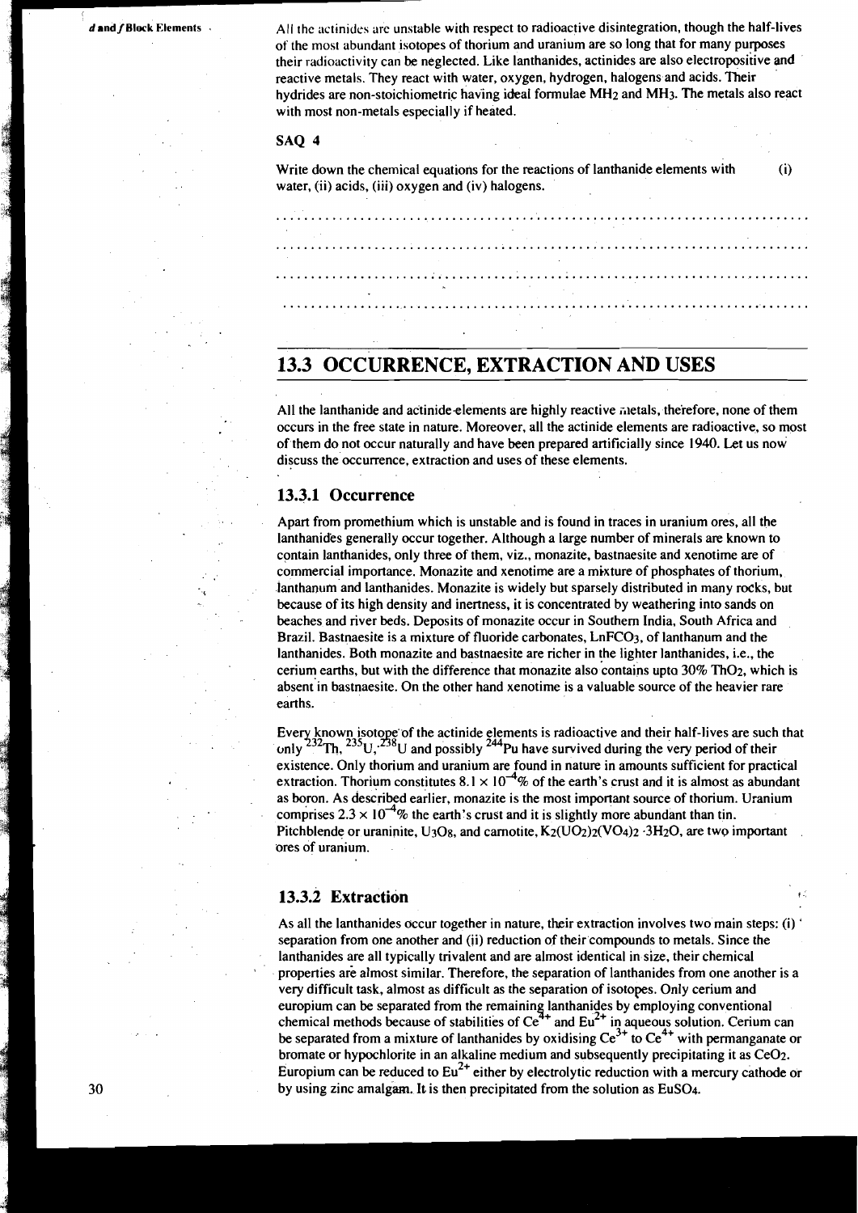All the actinides are unstable with respect to radioactive disintegration, though the half-lives of the most abundant isotopes of thorium and uranium are so long that for many purposes their radioactivity can be neglected. Like lanthanides, actinides are also electropositive and reactive metals. They react with water, oxygen, hydrogen, halogens and acids. Their hydrides are non-stoichiometric having ideal formulae $MH_2$ and $MH_3$. The metals also react with most non-metals especially if heated.

**SAQ 4**

Write down the chemical equations for the reactions of lanthanide elements with (i) water, (ii) acids, (iii) oxygen and (iv) halogens.

...............................................................................

...............................................................................

...............................................................................

...............................................................................

## 13.3 OCCURRENCE, EXTRACTION AND USES

All the lanthanide and actinide elements are highly reactive metals, therefore, none of them occurs in the free state in nature. Moreover, all the actinide elements are radioactive, so most of them do not occur naturally and have been prepared artificially since 1940. Let us now discuss the occurrence, extraction and uses of these elements.

### 13.3.1 Occurrence

Apart from promethium which is unstable and is found in traces in uranium ores, all the lanthanides generally occur together. Although a large number of minerals are known to contain lanthanides, only three of them, viz., monazite, bastnaesite and xenotime are of commercial importance. Monazite and xenotime are a mixture of phosphates of thorium, lanthanum and lanthanides. Monazite is widely but sparsely distributed in many rocks, but because of its high density and inertness, it is concentrated by weathering into sands on beaches and river beds. Deposits of monazite occur in Southern India, South Africa and Brazil. Bastnaesite is a mixture of fluoride carbonates, $LnFCO_3$, of lanthanum and the lanthanides. Both monazite and bastnaesite are richer in the lighter lanthanides, i.e., the cerium earths, but with the difference that monazite also contains upto 30% $ThO_2$, which is absent in bastnaesite. On the other hand xenotime is a valuable source of the heavier rare earths.

Every known isotope of the actinide elements is radioactive and their half-lives are such that only $^{232}Th$, $^{235}U$, $^{238}U$ and possibly $^{244}Pu$ have survived during the very period of their existence. Only thorium and uranium are found in nature in amounts sufficient for practical extraction. Thorium constitutes $8.1 \times 10^{-4}$% of the earth's crust and it is almost as abundant as boron. As described earlier, monazite is the most important source of thorium. Uranium comprises $2.3 \times 10^{-4}$% the earth's crust and it is slightly more abundant than tin. Pitchblende or uraninite, $U_3O_8$, and carnotite, $K_2(UO_2)_2(VO_4)_2 \cdot 3H_2O$, are two important ores of uranium.

### 13.3.2 Extraction

As all the lanthanides occur together in nature, their extraction involves two main steps: (i) separation from one another and (ii) reduction of their compounds to metals. Since the lanthanides are all typically trivalent and are almost identical in size, their chemical properties are almost similar. Therefore, the separation of lanthanides from one another is a very difficult task, almost as difficult as the separation of isotopes. Only cerium and europium can be separated from the remaining lanthanides by employing conventional chemical methods because of stabilities of $Ce^{4+}$ and $Eu^{2+}$ in aqueous solution. Cerium can be separated from a mixture of lanthanides by oxidising $Ce^{3+}$ to $Ce^{4+}$ with permanganate or bromate or hypochlorite in an alkaline medium and subsequently precipitating it as $CeO_2$. Europium can be reduced to $Eu^{2+}$ either by electrolytic reduction with a mercury cathode or by using zinc amalgam. It is then precipitated from the solution as $EuSO_4$.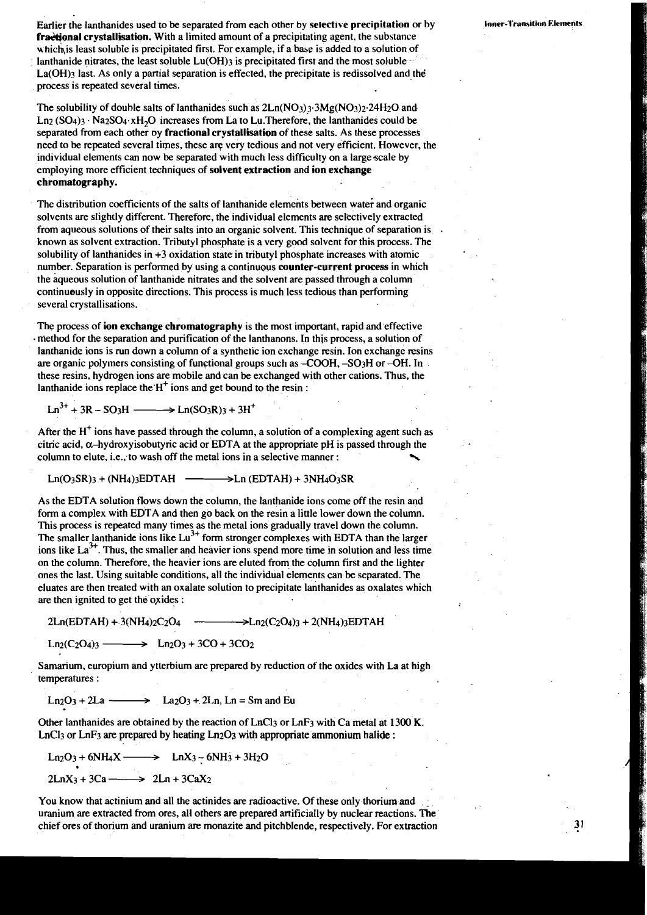Earlier the lanthanides used to be separated from each other by **selective precipitation** or by **fractional crystallisation.** With a limited amount of a precipitating agent, the substance which is least soluble is precipitated first. For example, if a base is added to a solution of lanthanide nitrates, the least soluble $Lu(OH)_3$ is precipitated first and the most soluble $La(OH)_3$ last. As only a partial separation is effected, the precipitate is redissolved and the process is repeated several times.

The solubility of double salts of lanthanides such as $2Ln(NO_3)_3 \cdot 3Mg(NO_3)_2 \cdot 24H_2O$ and $Ln_2(SO_4)_3 \cdot Na_2SO_4 \cdot xH_2O$ increases from La to Lu.Therefore, the lanthanides could be separated from each other by **fractional crystallisation** of these salts. As these processes need to be repeated several times, these are very tedious and not very efficient. However, the individual elements can now be separated with much less difficulty on a large scale by employing more efficient techniques of **solvent extraction** and **ion exchange chromatography.**

The distribution coefficients of the salts of lanthanide elements between water and organic solvents are slightly different. Therefore, the individual elements are selectively extracted from aqueous solutions of their salts into an organic solvent. This technique of separation is known as solvent extraction. Tributyl phosphate is a very good solvent for this process. The solubility of lanthanides in +3 oxidation state in tributyl phosphate increases with atomic number. Separation is performed by using a continuous **counter-current process** in which the aqueous solution of lanthanide nitrates and the solvent are passed through a column continuously in opposite directions. This process is much less tedious than performing several crystallisations.

The process of **ion exchange chromatography** is the most important, rapid and effective method for the separation and purification of the lanthanons. In this process, a solution of lanthanide ions is run down a column of a synthetic ion exchange resin. Ion exchange resins are organic polymers consisting of functional groups such as –COOH, $-SO_3H$ or –OH. In these resins, hydrogen ions are mobile and can be exchanged with other cations. Thus, the lanthanide ions replace the $H^+$ ions and get bound to the resin :

$$Ln^{3+} + 3R - SO_3H \longrightarrow Ln(SO_3R)_3 + 3H^+$$

After the $H^+$ ions have passed through the column, a solution of a complexing agent such as citric acid, α–hydroxyisobutyric acid or EDTA at the appropriate pH is passed through the column to elute, i.e., to wash off the metal ions in a selective manner :

$$Ln(O_3SR)_3 + (NH_4)_3EDTAH \longrightarrow Ln\,(EDTAH) + 3NH_4O_3SR$$

As the EDTA solution flows down the column, the lanthanide ions come off the resin and form a complex with EDTA and then go back on the resin a little lower down the column. This process is repeated many times as the metal ions gradually travel down the column. The smaller lanthanide ions like $Lu^{3+}$ form stronger complexes with EDTA than the larger ions like $La^{3+}$. Thus, the smaller and heavier ions spend more time in solution and less time on the column. Therefore, the heavier ions are eluted from the column first and the lighter ones the last. Using suitable conditions, all the individual elements can be separated. The eluates are then treated with an oxalate solution to precipitate lanthanides as oxalates which are then ignited to get the oxides :

$$2Ln(EDTAH) + 3(NH_4)_2C_2O_4 \longrightarrow Ln_2(C_2O_4)_3 + 2(NH_4)_3EDTAH$$

$$Ln_2(C_2O_4)_3 \longrightarrow Ln_2O_3 + 3CO + 3CO_2$$

Samarium, europium and ytterbium are prepared by reduction of the oxides with La at high temperatures :

$$Ln_2O_3 + 2La \longrightarrow La_2O_3 + 2Ln, \; Ln = Sm \text{ and } Eu$$

Other lanthanides are obtained by the reaction of $LnCl_3$ or $LnF_3$ with Ca metal at 1300 K. $LnCl_3$ or $LnF_3$ are prepared by heating $Ln_2O_3$ with appropriate ammonium halide :

$$Ln_2O_3 + 6NH_4X \longrightarrow LnX_3 - 6NH_3 + 3H_2O$$

$$2LnX_3 + 3Ca \longrightarrow 2Ln + 3CaX_2$$

You know that actinium and all the actinides are radioactive. Of these only thorium and uranium are extracted from ores, all others are prepared artificially by nuclear reactions. The chief ores of thorium and uranium are monazite and pitchblende, respectively. For extraction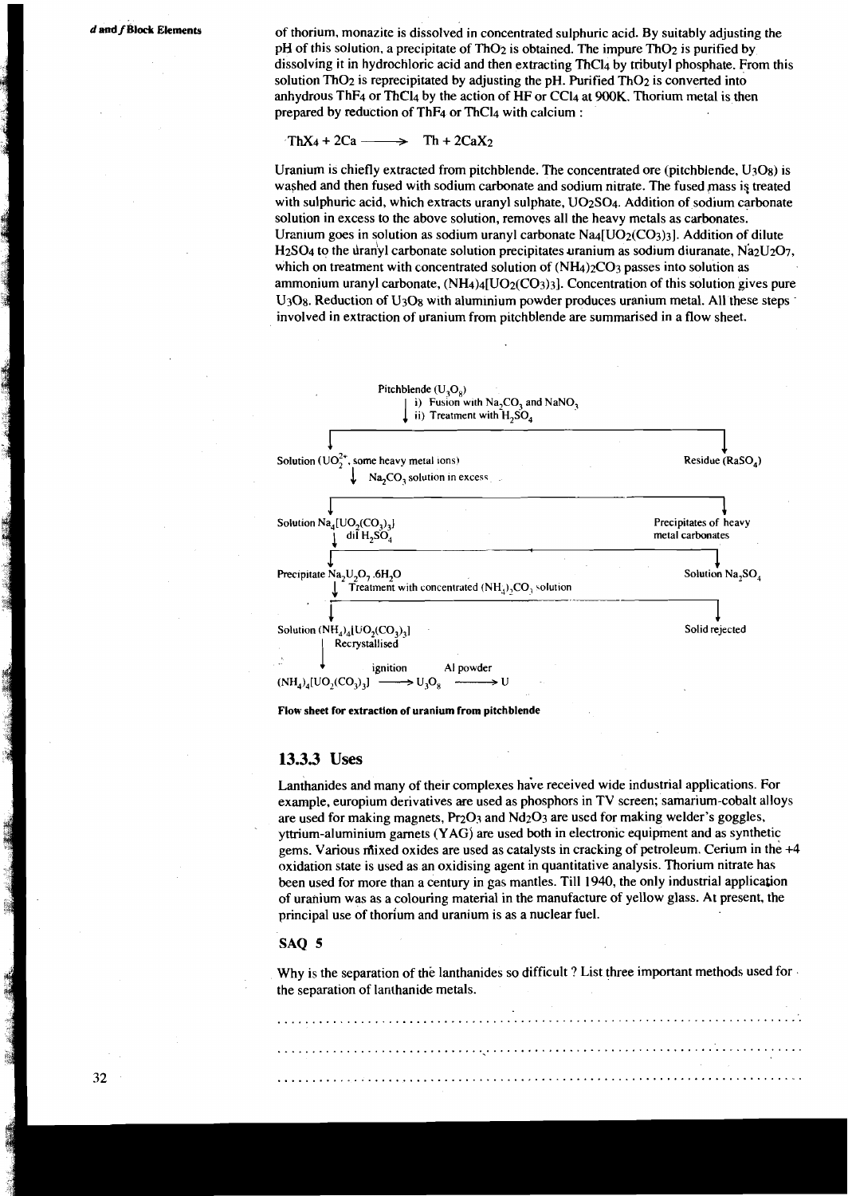of thorium, monazite is dissolved in concentrated sulphuric acid. By suitably adjusting the pH of this solution, a precipitate of $ThO_2$ is obtained. The impure $ThO_2$ is purified by dissolving it in hydrochloric acid and then extracting $ThCl_4$ by tributyl phosphate. From this solution $ThO_2$ is reprecipitated by adjusting the pH. Purified $ThO_2$ is converted into anhydrous $ThF_4$ or $ThCl_4$ by the action of HF or $CCl_4$ at 900K. Thorium metal is then prepared by reduction of $ThF_4$ or $ThCl_4$ with calcium :

$$ThX_4 + 2Ca \longrightarrow Th + 2CaX_2$$

Uranium is chiefly extracted from pitchblende. The concentrated ore (pitchblende, $U_3O_8$) is washed and then fused with sodium carbonate and sodium nitrate. The fused mass is treated with sulphuric acid, which extracts uranyl sulphate, $UO_2SO_4$. Addition of sodium carbonate solution in excess to the above solution, removes all the heavy metals as carbonates. Uranium goes in solution as sodium uranyl carbonate $Na_4[UO_2(CO_3)_3]$. Addition of dilute $H_2SO_4$ to the uranyl carbonate solution precipitates uranium as sodium diuranate, $Na_2U_2O_7$, which on treatment with concentrated solution of $(NH_4)_2CO_3$ passes into solution as ammonium uranyl carbonate, $(NH_4)_4[UO_2(CO_3)_3]$. Concentration of this solution gives pure $U_3O_8$. Reduction of $U_3O_8$ with aluminium powder produces uranium metal. All these steps involved in extraction of uranium from pitchblende are summarised in a flow sheet.

Pitchblende ($U_3O_8$)
↓ i) Fusion with $Na_2CO_3$ and $NaNO_3$
  ii) Treatment with $H_2SO_4$

- Solution ($UO_2^{2+}$, some heavy metal ions) — Residue ($RaSO_4$)

Solution ($UO_2^{2+}$, some heavy metal ions)
↓ $Na_2CO_3$ solution in excess

- Solution $Na_4[UO_2(CO_3)_3]$ — Precipitates of heavy metal carbonates

Solution $Na_4[UO_2(CO_3)_3]$
↓ dil $H_2SO_4$

- Precipitate $Na_2U_2O_7.6H_2O$ — Solution $Na_2SO_4$

Precipitate $Na_2U_2O_7.6H_2O$
↓ Treatment with concentrated $(NH_4)_2CO_3$ solution

- Solution $(NH_4)_4[UO_2(CO_3)_3]$ — Solid rejected

Solution $(NH_4)_4[UO_2(CO_3)_3]$
↓ Recrystallised

$$(NH_4)_4[UO_2(CO_3)_3] \xrightarrow{\text{ignition}} U_3O_8 \xrightarrow{\text{Al powder}} U$$

**Flow sheet for extraction of uranium from pitchblende**

### 13.3.3 Uses

Lanthanides and many of their complexes have received wide industrial applications. For example, europium derivatives are used as phosphors in TV screen; samarium-cobalt alloys are used for making magnets, $Pr_2O_3$ and $Nd_2O_3$ are used for making welder's goggles, yttrium-aluminium garnets (YAG) are used both in electronic equipment and as synthetic gems. Various mixed oxides are used as catalysts in cracking of petroleum. Cerium in the +4 oxidation state is used as an oxidising agent in quantitative analysis. Thorium nitrate has been used for more than a century in gas mantles. Till 1940, the only industrial application of uranium was as a colouring material in the manufacture of yellow glass. At present, the principal use of thorium and uranium is as a nuclear fuel.

### SAQ 5

Why is the separation of the lanthanides so difficult ? List three important methods used for the separation of lanthanide metals.

........................................................................................................

........................................................................................................

........................................................................................................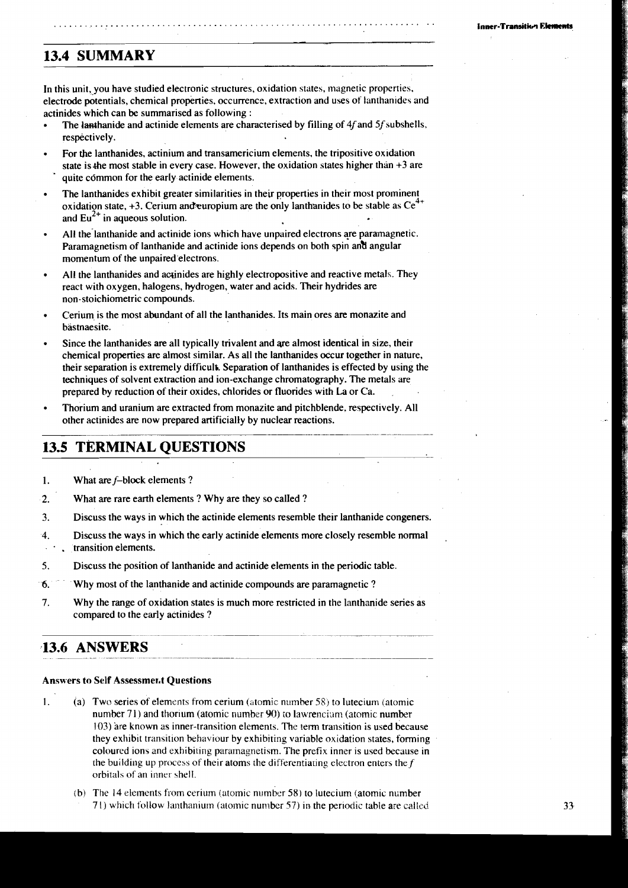## 13.4 SUMMARY

In this unit, you have studied electronic structures, oxidation states, magnetic properties, electrode potentials, chemical properties, occurrence, extraction and uses of lanthanides and actinides which can be summarised as following :

- The lanthanide and actinide elements are characterised by filling of 4*f* and 5*f* subshells, respectively.
- For the lanthanides, actinium and transamericium elements, the tripositive oxidation state is the most stable in every case. However, the oxidation states higher than +3 are quite common for the early actinide elements.
- The lanthanides exhibit greater similarities in their properties in their most prominent oxidation state, +3. Cerium and europium are the only lanthanides to be stable as $Ce^{4+}$ and $Eu^{2+}$ in aqueous solution.
- All the lanthanide and actinide ions which have unpaired electrons are paramagnetic. Paramagnetism of lanthanide and actinide ions depends on both spin and angular momentum of the unpaired electrons.
- All the lanthanides and actinides are highly electropositive and reactive metals. They react with oxygen, halogens, hydrogen, water and acids. Their hydrides are non-stoichiometric compounds.
- Cerium is the most abundant of all the lanthanides. Its main ores are monazite and bastnaesite.
- Since the lanthanides are all typically trivalent and are almost identical in size, their chemical properties are almost similar. As all the lanthanides occur together in nature, their separation is extremely difficult. Separation of lanthanides is effected by using the techniques of solvent extraction and ion-exchange chromatography. The metals are prepared by reduction of their oxides, chlorides or fluorides with La or Ca.
- Thorium and uranium are extracted from monazite and pitchblende, respectively. All other actinides are now prepared artificially by nuclear reactions.

## 13.5 TERMINAL QUESTIONS

1. What are *f*–block elements ?
2. What are rare earth elements ? Why are they so called ?
3. Discuss the ways in which the actinide elements resemble their lanthanide congeners.
4. Discuss the ways in which the early actinide elements more closely resemble normal transition elements.
5. Discuss the position of lanthanide and actinide elements in the periodic table.
6. Why most of the lanthanide and actinide compounds are paramagnetic ?
7. Why the range of oxidation states is much more restricted in the lanthanide series as compared to the early actinides ?

## 13.6 ANSWERS

**Answers to Self Assessment Questions**

1. (a) Two series of elements from cerium (atomic number 58) to lutecium (atomic number 71) and thorium (atomic number 90) to lawrencium (atomic number 103) are known as inner-transition elements. The term transition is used because they exhibit transition behaviour by exhibiting variable oxidation states, forming coloured ions and exhibiting paramagnetism. The prefix inner is used because in the building up process of their atoms the differentiating electron enters the *f* orbitals of an inner shell.

   (b) The 14 elements from cerium (atomic number 58) to lutecium (atomic number 71) which follow lanthanium (atomic number 57) in the periodic table are called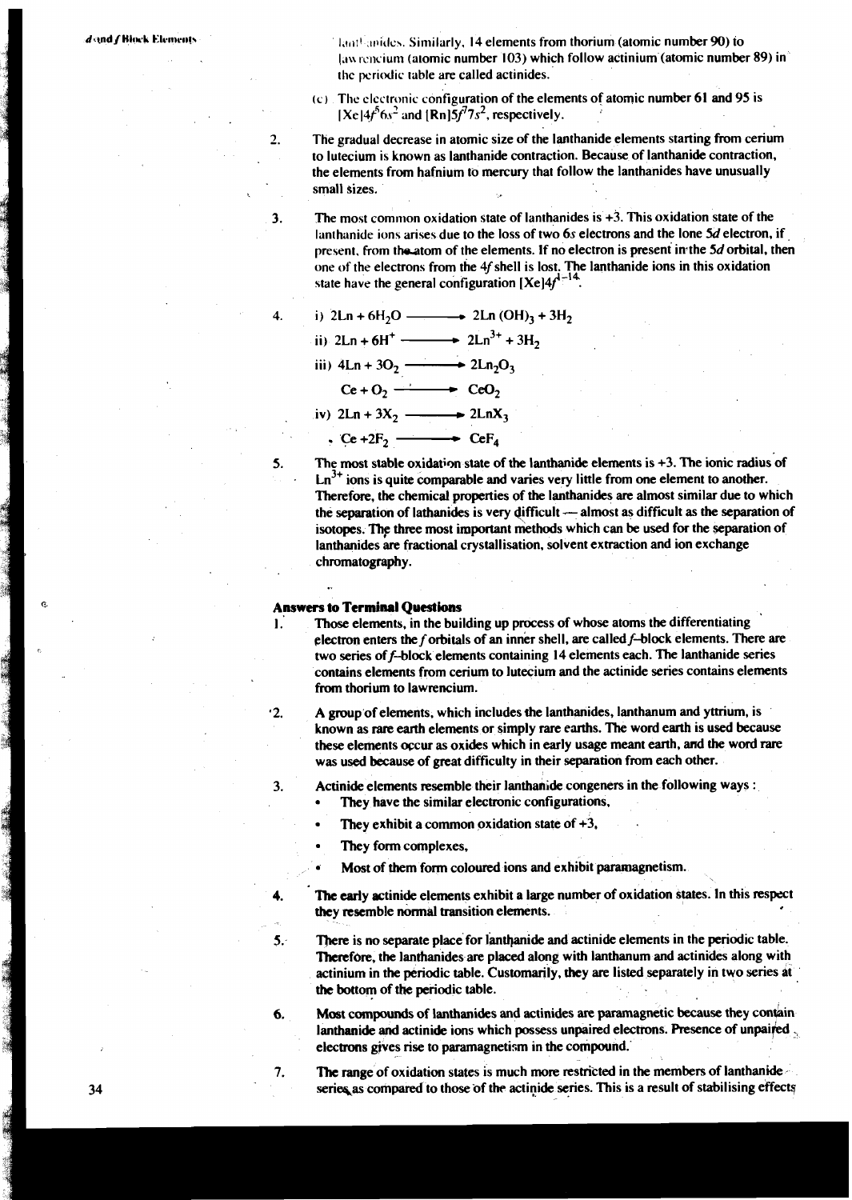lanthanides. Similarly, 14 elements from thorium (atomic number 90) to lawrencium (atomic number 103) which follow actinium (atomic number 89) in the periodic table are called actinides.

(c) The electronic configuration of the elements of atomic number 61 and 95 is $[Xe]4f^5 6s^2$ and $[Rn]5f^7 7s^2$, respectively.

2. The gradual decrease in atomic size of the lanthanide elements starting from cerium to lutecium is known as lanthanide contraction. Because of lanthanide contraction, the elements from hafnium to mercury that follow the lanthanides have unusually small sizes.

3. The most common oxidation state of lanthanides is +3. This oxidation state of the lanthanide ions arises due to the loss of two 6*s* electrons and the lone 5*d* electron, if present, from the atom of the elements. If no electron is present in the 5*d* orbital, then one of the electrons from the 4*f* shell is lost. The lanthanide ions in this oxidation state have the general configuration $[Xe]4f^{1-14}$.

4. i) $2Ln + 6H_2O \longrightarrow 2Ln(OH)_3 + 3H_2$

   ii) $2Ln + 6H^+ \longrightarrow 2Ln^{3+} + 3H_2$

   iii) $4Ln + 3O_2 \longrightarrow 2Ln_2O_3$

   $Ce + O_2 \longrightarrow CeO_2$

   iv) $2Ln + 3X_2 \longrightarrow 2LnX_3$

   $Ce + 2F_2 \longrightarrow CeF_4$

5. The most stable oxidation state of the lanthanide elements is +3. The ionic radius of $Ln^{3+}$ ions is quite comparable and varies very little from one element to another. Therefore, the chemical properties of the lanthanides are almost similar due to which the separation of lathanides is very difficult — almost as difficult as the separation of isotopes. The three most important methods which can be used for the separation of lanthanides are fractional crystallisation, solvent extraction and ion exchange chromatography.

### Answers to Terminal Questions

1. Those elements, in the building up process of whose atoms the differentiating electron enters the *f* orbitals of an inner shell, are called *f*–block elements. There are two series of *f*–block elements containing 14 elements each. The lanthanide series contains elements from cerium to lutecium and the actinide series contains elements from thorium to lawrencium.

2. A group of elements, which includes the lanthanides, lanthanum and yttrium, is known as rare earth elements or simply rare earths. The word earth is used because these elements occur as oxides which in early usage meant earth, and the word rare was used because of great difficulty in their separation from each other.

3. Actinide elements resemble their lanthanide congeners in the following ways :
   - They have the similar electronic configurations,
   - They exhibit a common oxidation state of +3,
   - They form complexes,
   - Most of them form coloured ions and exhibit paramagnetism.

4. The early actinide elements exhibit a large number of oxidation states. In this respect they resemble normal transition elements.

5. There is no separate place for lanthanide and actinide elements in the periodic table. Therefore, the lanthanides are placed along with lanthanum and actinides along with actinium in the periodic table. Customarily, they are listed separately in two series at the bottom of the periodic table.

6. Most compounds of lanthanides and actinides are paramagnetic because they contain lanthanide and actinide ions which possess unpaired electrons. Presence of unpaired electrons gives rise to paramagnetism in the compound.

7. The range of oxidation states is much more restricted in the members of lanthanide series as compared to those of the actinide series. This is a result of stabilising effects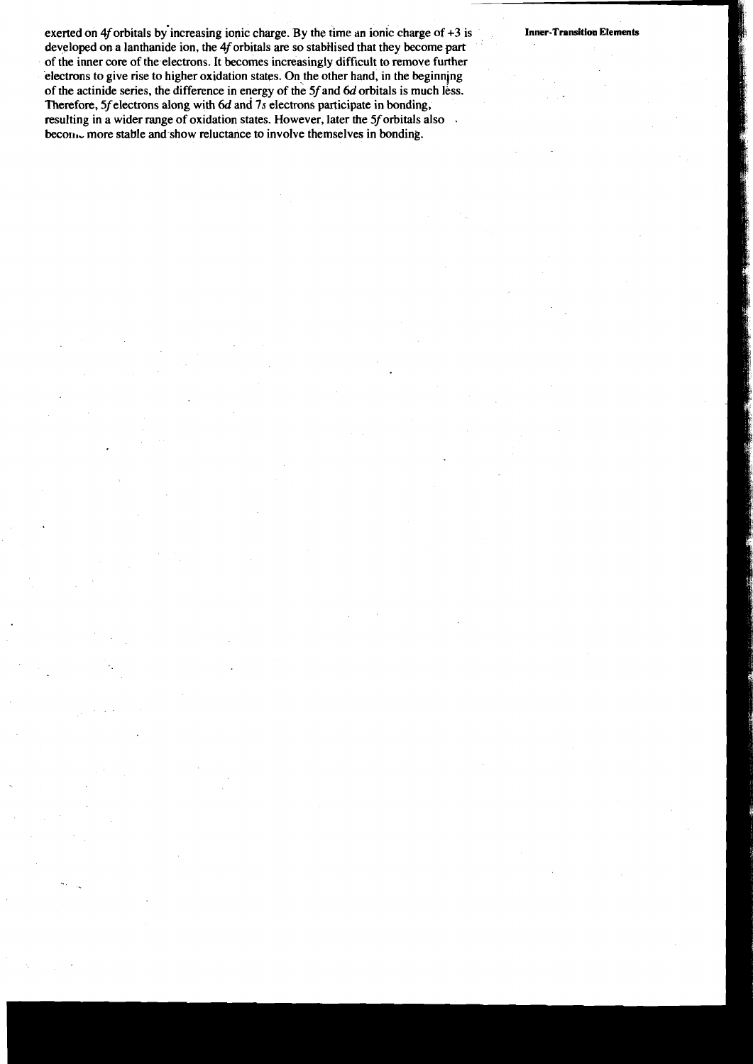exerted on 4*f* orbitals by increasing ionic charge. By the time an ionic charge of +3 is developed on a lanthanide ion, the 4*f* orbitals are so stabilised that they become part of the inner core of the electrons. It becomes increasingly difficult to remove further electrons to give rise to higher oxidation states. On the other hand, in the beginning of the actinide series, the difference in energy of the 5*f* and 6*d* orbitals is much less. Therefore, 5*f* electrons along with 6*d* and 7*s* electrons participate in bonding, resulting in a wider range of oxidation states. However, later the 5*f* orbitals also become more stable and show reluctance to involve themselves in bonding.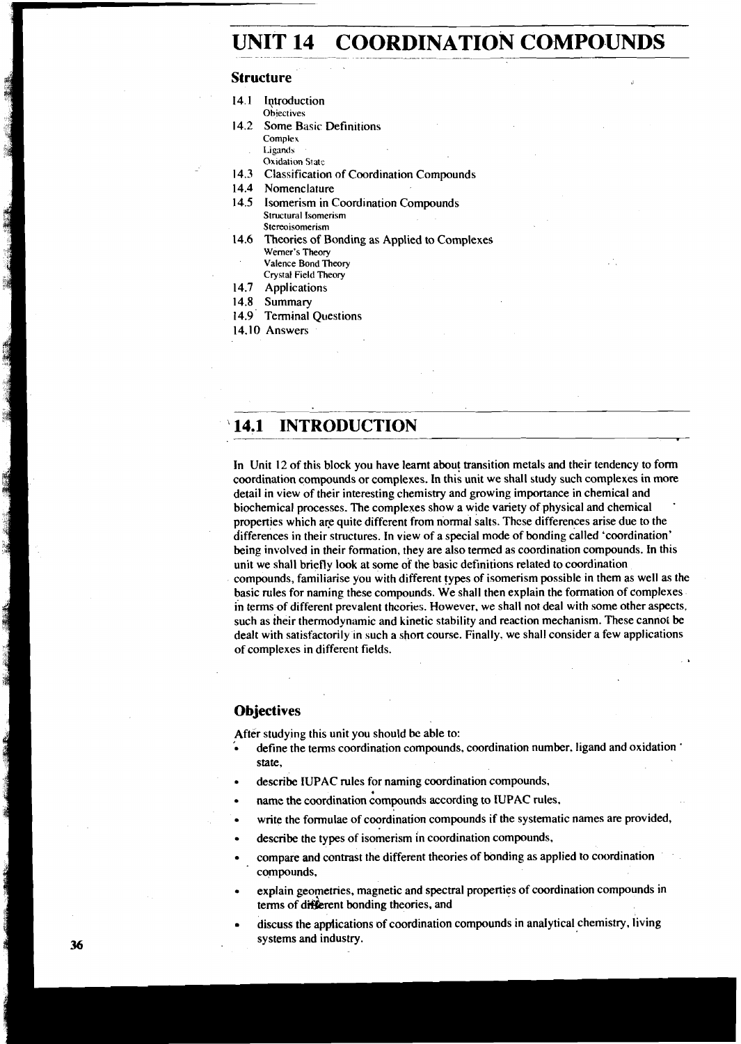# UNIT 14 COORDINATION COMPOUNDS

## Structure

14.1 Introduction
Objectives

14.2 Some Basic Definitions
Complex
Ligands
Oxidation State

14.3 Classification of Coordination Compounds

14.4 Nomenclature

14.5 Isomerism in Coordination Compounds
Structural Isomerism
Stereoisomerism

14.6 Theories of Bonding as Applied to Complexes
Werner's Theory
Valence Bond Theory
Crystal Field Theory

14.7 Applications

14.8 Summary

14.9 Terminal Questions

14.10 Answers

## 14.1 INTRODUCTION

In Unit 12 of this block you have learnt about transition metals and their tendency to form coordination compounds or complexes. In this unit we shall study such complexes in more detail in view of their interesting chemistry and growing importance in chemical and biochemical processes. The complexes show a wide variety of physical and chemical properties which are quite different from normal salts. These differences arise due to the differences in their structures. In view of a special mode of bonding called 'coordination' being involved in their formation, they are also termed as coordination compounds. In this unit we shall briefly look at some of the basic definitions related to coordination compounds, familiarise you with different types of isomerism possible in them as well as the basic rules for naming these compounds. We shall then explain the formation of complexes in terms of different prevalent theories. However, we shall not deal with some other aspects, such as their thermodynamic and kinetic stability and reaction mechanism. These cannot be dealt with satisfactorily in such a short course. Finally, we shall consider a few applications of complexes in different fields.

### Objectives

After studying this unit you should be able to:

- define the terms coordination compounds, coordination number, ligand and oxidation state,
- describe IUPAC rules for naming coordination compounds,
- name the coordination compounds according to IUPAC rules,
- write the formulae of coordination compounds if the systematic names are provided,
- describe the types of isomerism in coordination compounds,
- compare and contrast the different theories of bonding as applied to coordination compounds,
- explain geometries, magnetic and spectral properties of coordination compounds in terms of different bonding theories, and
- discuss the applications of coordination compounds in analytical chemistry, living systems and industry.